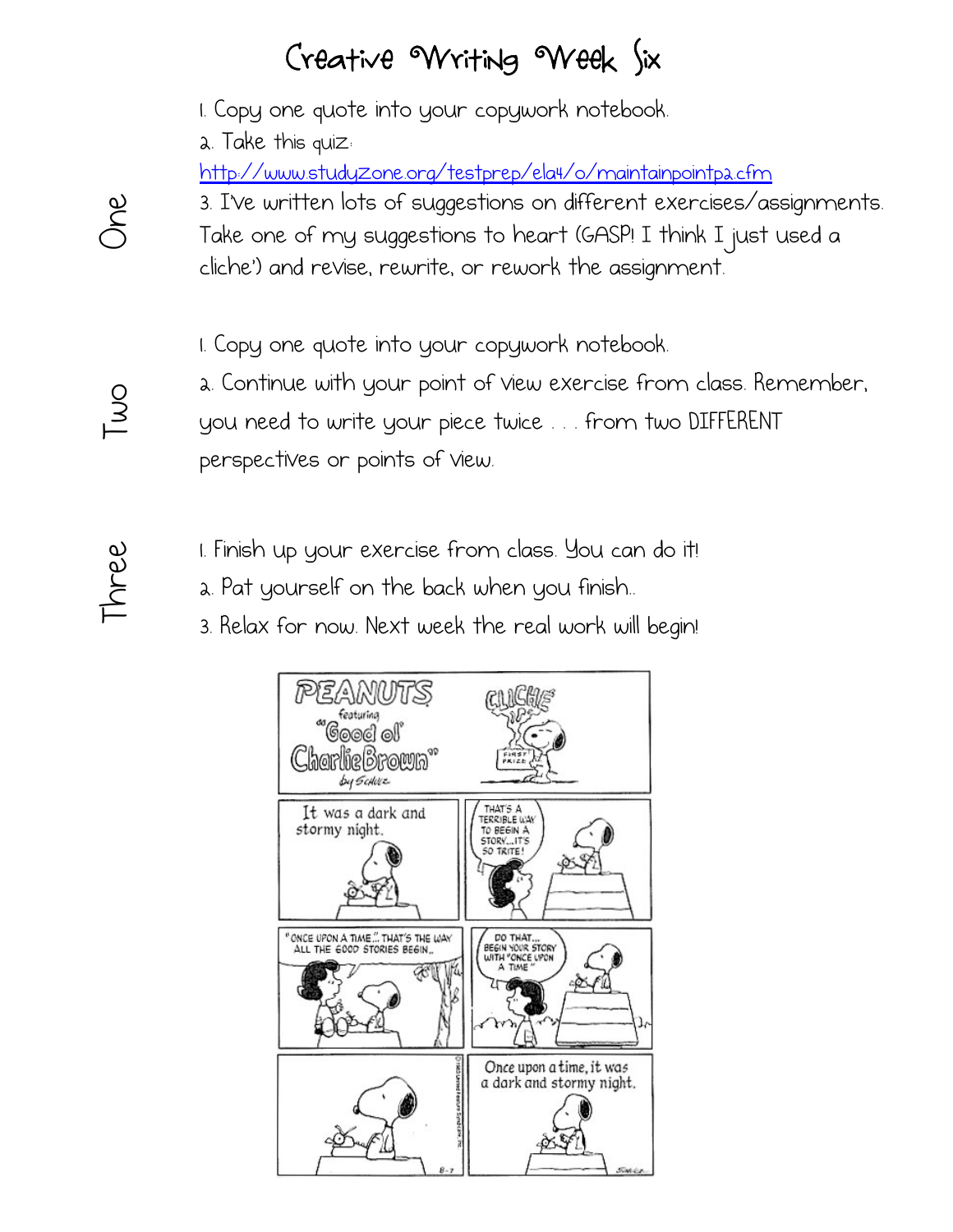# Creative Writing Week Six

## One

1. Copy one quote into your copywork notebook.
2. Take this quiz: http://www.studyzone.org/testprep/ela4/o/maintainpointp2.cfm
3. I've written lots of suggestions on different exercises/assignments. Take one of my suggestions to heart (GASP! I think I just used a cliche') and revise, rewrite, or rework the assignment.

## Two

1. Copy one quote into your copywork notebook.
2. Continue with your point of view exercise from class. Remember, you need to write your piece twice . . . from two DIFFERENT perspectives or points of view.

## Three

1. Finish up your exercise from class. You can do it!
2. Pat yourself on the back when you finish..
3. Relax for now. Next week the real work will begin!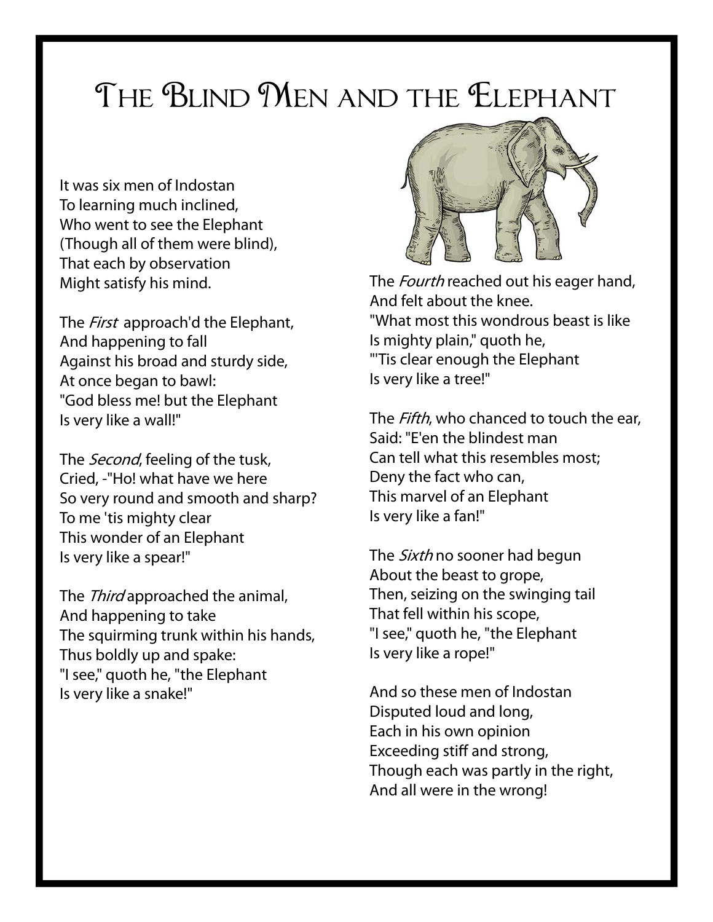# The Blind Men and the Elephant

It was six men of Indostan
To learning much inclined,
Who went to see the Elephant
(Though all of them were blind),
That each by observation
Might satisfy his mind.

The *First* approach'd the Elephant,
And happening to fall
Against his broad and sturdy side,
At once began to bawl:
"God bless me! but the Elephant
Is very like a wall!"

The *Second*, feeling of the tusk,
Cried, -"Ho! what have we here
So very round and smooth and sharp?
To me 'tis mighty clear
This wonder of an Elephant
Is very like a spear!"

The *Third* approached the animal,
And happening to take
The squirming trunk within his hands,
Thus boldly up and spake:
"I see," quoth he, "the Elephant
Is very like a snake!"

The *Fourth* reached out his eager hand,
And felt about the knee.
"What most this wondrous beast is like
Is mighty plain," quoth he,
"'Tis clear enough the Elephant
Is very like a tree!"

The *Fifth*, who chanced to touch the ear,
Said: "E'en the blindest man
Can tell what this resembles most;
Deny the fact who can,
This marvel of an Elephant
Is very like a fan!"

The *Sixth* no sooner had begun
About the beast to grope,
Then, seizing on the swinging tail
That fell within his scope,
"I see," quoth he, "the Elephant
Is very like a rope!"

And so these men of Indostan
Disputed loud and long,
Each in his own opinion
Exceeding stiff and strong,
Though each was partly in the right,
And all were in the wrong!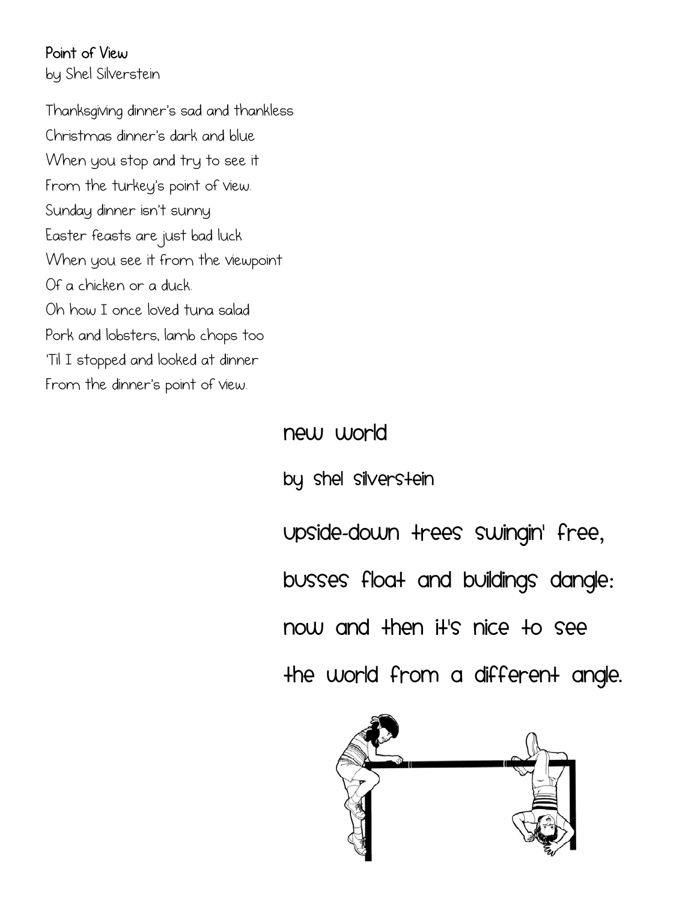**Point of View**

by Shel Silverstein

Thanksgiving dinner's sad and thankless
Christmas dinner's dark and blue
When you stop and try to see it
From the turkey's point of view.
Sunday dinner isn't sunny
Easter feasts are just bad luck
When you see it from the viewpoint
Of a chicken or a duck.
Oh how I once loved tuna salad
Pork and lobsters, lamb chops too
'Til I stopped and looked at dinner
From the dinner's point of view.

**new world**

by shel silverstein

upside-down trees swingin' free,
busses float and buildings dangle:
now and then it's nice to see
the world from a different angle.